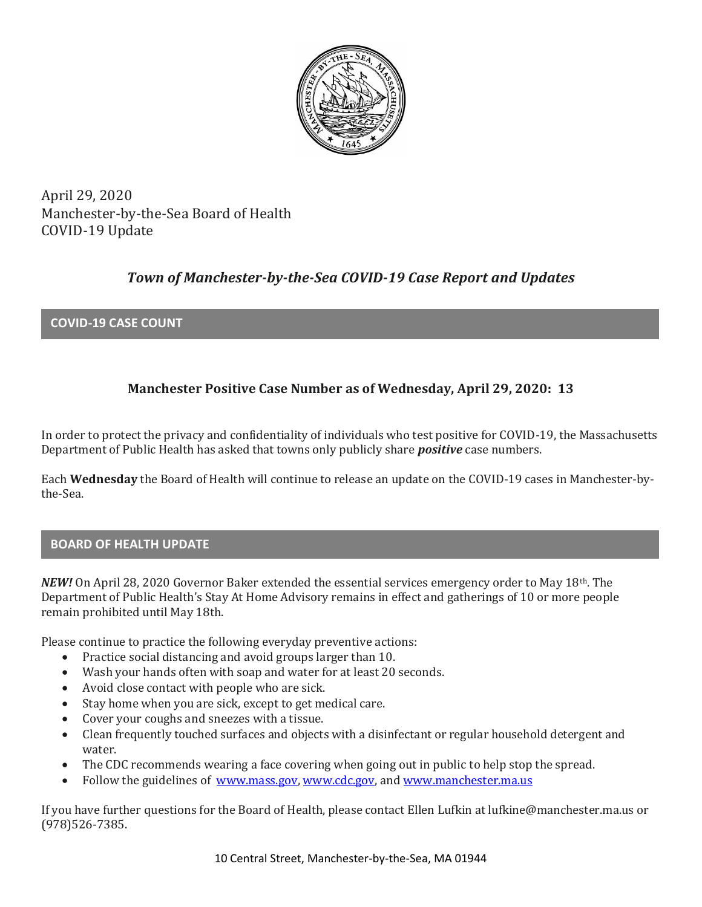April 29, 2020
Manchester-by-the-Sea Board of Health
COVID-19 Update

# *Town of Manchester-by-the-Sea COVID-19 Case Report and Updates*

## COVID-19 CASE COUNT

**Manchester Positive Case Number as of Wednesday, April 29, 2020: 13**

In order to protect the privacy and confidentiality of individuals who test positive for COVID-19, the Massachusetts Department of Public Health has asked that towns only publicly share ***positive*** case numbers.

Each **Wednesday** the Board of Health will continue to release an update on the COVID-19 cases in Manchester-by-the-Sea.

## BOARD OF HEALTH UPDATE

***NEW!*** On April 28, 2020 Governor Baker extended the essential services emergency order to May 18th. The Department of Public Health's Stay At Home Advisory remains in effect and gatherings of 10 or more people remain prohibited until May 18th.

Please continue to practice the following everyday preventive actions:

- Practice social distancing and avoid groups larger than 10.
- Wash your hands often with soap and water for at least 20 seconds.
- Avoid close contact with people who are sick.
- Stay home when you are sick, except to get medical care.
- Cover your coughs and sneezes with a tissue.
- Clean frequently touched surfaces and objects with a disinfectant or regular household detergent and water.
- The CDC recommends wearing a face covering when going out in public to help stop the spread.
- Follow the guidelines of [www.mass.gov](http://www.mass.gov), [www.cdc.gov](http://www.cdc.gov), and [www.manchester.ma.us](http://www.manchester.ma.us)

If you have further questions for the Board of Health, please contact Ellen Lufkin at lufkine@manchester.ma.us or (978)526-7385.

10 Central Street, Manchester-by-the-Sea, MA 01944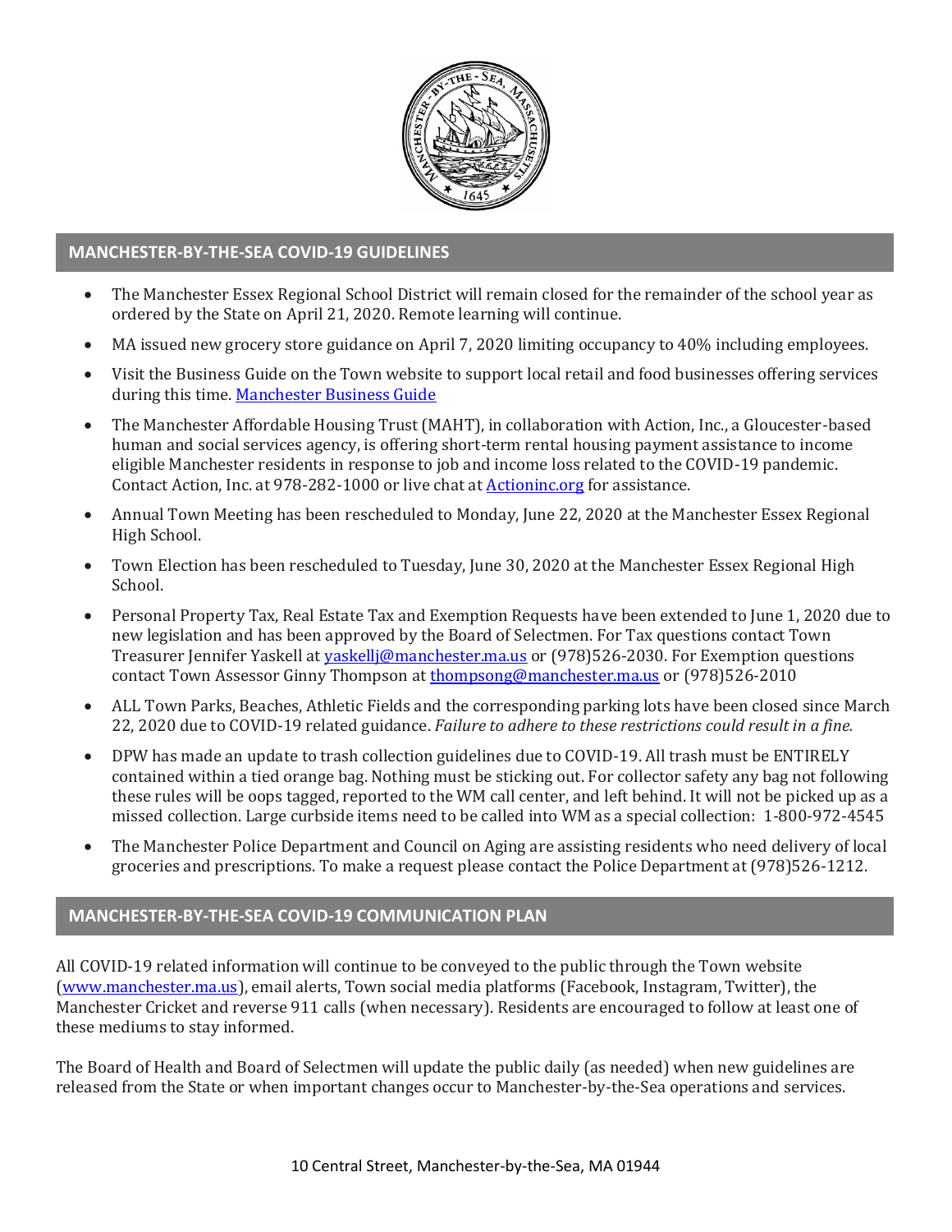## MANCHESTER-BY-THE-SEA COVID-19 GUIDELINES

- The Manchester Essex Regional School District will remain closed for the remainder of the school year as ordered by the State on April 21, 2020. Remote learning will continue.
- MA issued new grocery store guidance on April 7, 2020 limiting occupancy to 40% including employees.
- Visit the Business Guide on the Town website to support local retail and food businesses offering services during this time. [Manchester Business Guide]
- The Manchester Affordable Housing Trust (MAHT), in collaboration with Action, Inc., a Gloucester-based human and social services agency, is offering short-term rental housing payment assistance to income eligible Manchester residents in response to job and income loss related to the COVID-19 pandemic. Contact Action, Inc. at 978-282-1000 or live chat at Actioninc.org for assistance.
- Annual Town Meeting has been rescheduled to Monday, June 22, 2020 at the Manchester Essex Regional High School.
- Town Election has been rescheduled to Tuesday, June 30, 2020 at the Manchester Essex Regional High School.
- Personal Property Tax, Real Estate Tax and Exemption Requests have been extended to June 1, 2020 due to new legislation and has been approved by the Board of Selectmen. For Tax questions contact Town Treasurer Jennifer Yaskell at yaskellj@manchester.ma.us or (978)526-2030. For Exemption questions contact Town Assessor Ginny Thompson at thompsong@manchester.ma.us or (978)526-2010
- ALL Town Parks, Beaches, Athletic Fields and the corresponding parking lots have been closed since March 22, 2020 due to COVID-19 related guidance. *Failure to adhere to these restrictions could result in a fine.*
- DPW has made an update to trash collection guidelines due to COVID-19. All trash must be ENTIRELY contained within a tied orange bag. Nothing must be sticking out. For collector safety any bag not following these rules will be oops tagged, reported to the WM call center, and left behind. It will not be picked up as a missed collection. Large curbside items need to be called into WM as a special collection: 1-800-972-4545
- The Manchester Police Department and Council on Aging are assisting residents who need delivery of local groceries and prescriptions. To make a request please contact the Police Department at (978)526-1212.

## MANCHESTER-BY-THE-SEA COVID-19 COMMUNICATION PLAN

All COVID-19 related information will continue to be conveyed to the public through the Town website (www.manchester.ma.us), email alerts, Town social media platforms (Facebook, Instagram, Twitter), the Manchester Cricket and reverse 911 calls (when necessary). Residents are encouraged to follow at least one of these mediums to stay informed.

The Board of Health and Board of Selectmen will update the public daily (as needed) when new guidelines are released from the State or when important changes occur to Manchester-by-the-Sea operations and services.

10 Central Street, Manchester-by-the-Sea, MA 01944